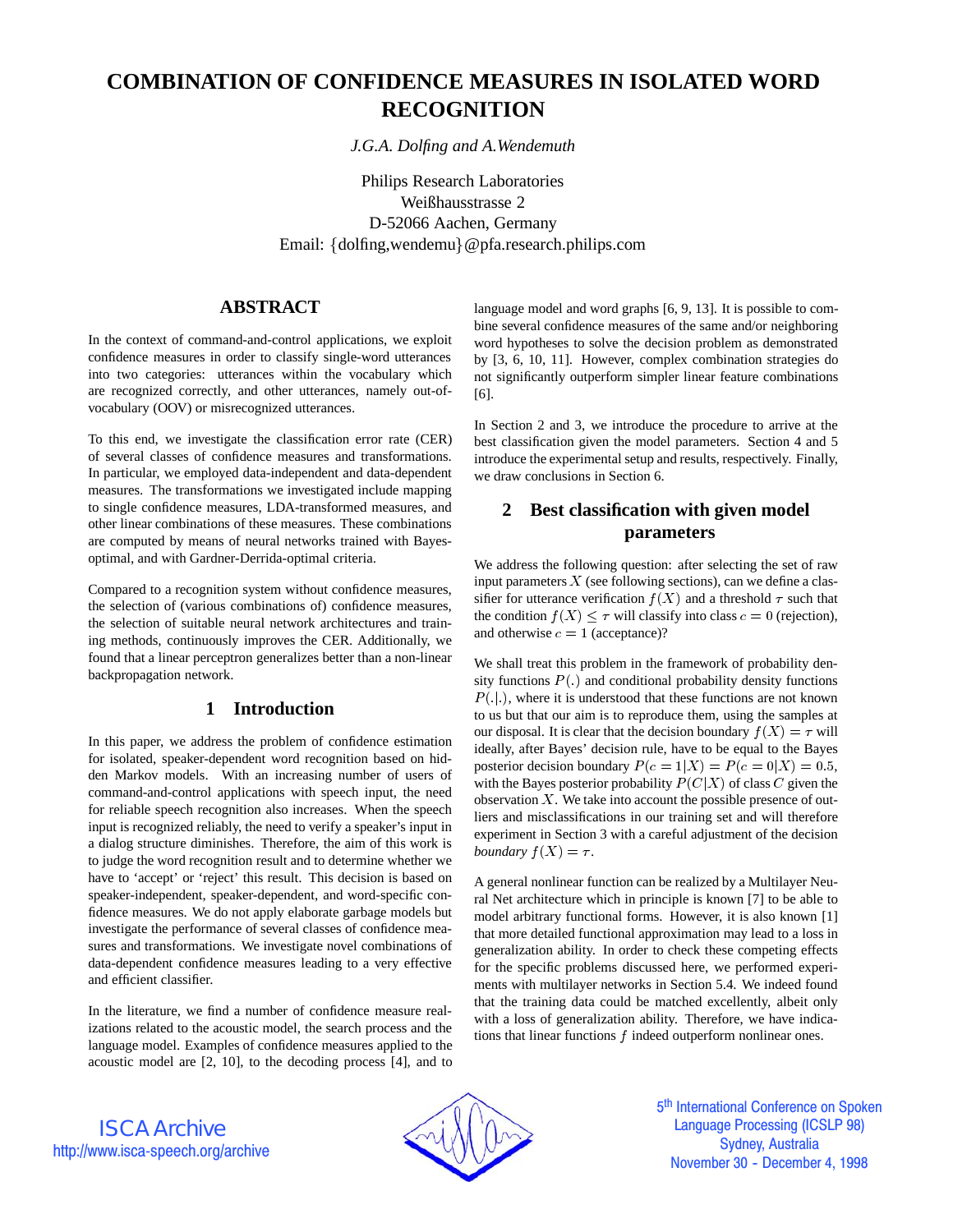# COMBINATION OF CONFIDENCE MEASURES IN ISOLATED WORD RECOGNITION

*J.G.A. Dolfing and A.Wendemuth*

Philips Research Laboratories
Weißhausstrasse 2
D-52066 Aachen, Germany
Email: {dolfing,wendemu}@pfa.research.philips.com

## ABSTRACT

In the context of command-and-control applications, we exploit confidence measures in order to classify single-word utterances into two categories: utterances within the vocabulary which are recognized correctly, and other utterances, namely out-of-vocabulary (OOV) or misrecognized utterances.

To this end, we investigate the classification error rate (CER) of several classes of confidence measures and transformations. In particular, we employed data-independent and data-dependent measures. The transformations we investigated include mapping to single confidence measures, LDA-transformed measures, and other linear combinations of these measures. These combinations are computed by means of neural networks trained with Bayes-optimal, and with Gardner-Derrida-optimal criteria.

Compared to a recognition system without confidence measures, the selection of (various combinations of) confidence measures, the selection of suitable neural network architectures and training methods, continuously improves the CER. Additionally, we found that a linear perceptron generalizes better than a non-linear backpropagation network.

## 1 Introduction

In this paper, we address the problem of confidence estimation for isolated, speaker-dependent word recognition based on hidden Markov models. With an increasing number of users of command-and-control applications with speech input, the need for reliable speech recognition also increases. When the speech input is recognized reliably, the need to verify a speaker's input in a dialog structure diminishes. Therefore, the aim of this work is to judge the word recognition result and to determine whether we have to 'accept' or 'reject' this result. This decision is based on speaker-independent, speaker-dependent, and word-specific confidence measures. We do not apply elaborate garbage models but investigate the performance of several classes of confidence measures and transformations. We investigate novel combinations of data-dependent confidence measures leading to a very effective and efficient classifier.

In the literature, we find a number of confidence measure realizations related to the acoustic model, the search process and the language model. Examples of confidence measures applied to the acoustic model are [2, 10], to the decoding process [4], and to language model and word graphs [6, 9, 13]. It is possible to combine several confidence measures of the same and/or neighboring word hypotheses to solve the decision problem as demonstrated by [3, 6, 10, 11]. However, complex combination strategies do not significantly outperform simpler linear feature combinations [6].

In Section 2 and 3, we introduce the procedure to arrive at the best classification given the model parameters. Section 4 and 5 introduce the experimental setup and results, respectively. Finally, we draw conclusions in Section 6.

## 2 Best classification with given model parameters

We address the following question: after selecting the set of raw input parameters $X$ (see following sections), can we define a classifier for utterance verification $f(X)$ and a threshold $\tau$ such that the condition $f(X) \leq \tau$ will classify into class $c = 0$ (rejection), and otherwise $c = 1$ (acceptance)?

We shall treat this problem in the framework of probability density functions $P(.)$ and conditional probability density functions $P(.|.)$, where it is understood that these functions are not known to us but that our aim is to reproduce them, using the samples at our disposal. It is clear that the decision boundary $f(X) = \tau$ will ideally, after Bayes' decision rule, have to be equal to the Bayes posterior decision boundary $P(c = 1|X) = P(c = 0|X) = 0.5$, with the Bayes posterior probability $P(C|X)$ of class $C$ given the observation $X$. We take into account the possible presence of outliers and misclassifications in our training set and will therefore experiment in Section 3 with a careful adjustment of the decision *boundary* $f(X) = \tau$.

A general nonlinear function can be realized by a Multilayer Neural Net architecture which in principle is known [7] to be able to model arbitrary functional forms. However, it is also known [1] that more detailed functional approximation may lead to a loss in generalization ability. In order to check these competing effects for the specific problems discussed here, we performed experiments with multilayer networks in Section 5.4. We indeed found that the training data could be matched excellently, albeit only with a loss of generalization ability. Therefore, we have indications that linear functions $f$ indeed outperform nonlinear ones.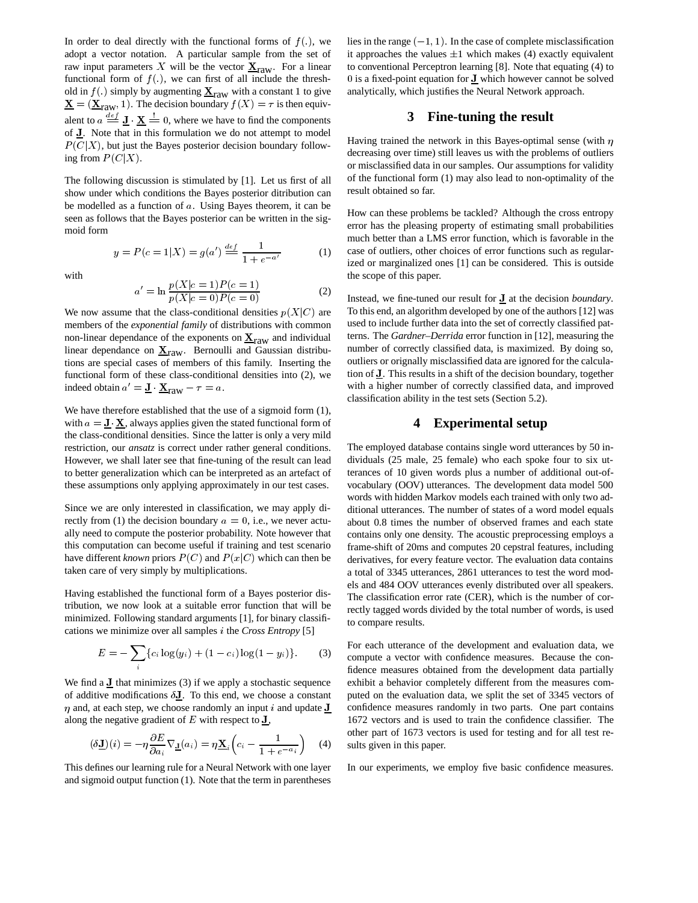In order to deal directly with the functional forms of $f(.)$, we adopt a vector notation. A particular sample from the set of raw input parameters $X$ will be the vector $\underline{\mathbf{X}}_{\text{raw}}$. For a linear functional form of $f(.)$, we can first of all include the threshold in $f(.)$ simply by augmenting $\underline{\mathbf{X}}_{\text{raw}}$ with a constant 1 to give $\underline{\mathbf{X}} = (\underline{\mathbf{X}}_{\text{raw}}, 1)$. The decision boundary $f(X) = \tau$ is then equivalent to $a \stackrel{def}{=} \underline{\mathbf{J}} \cdot \underline{\mathbf{X}} \stackrel{!}{=} 0$, where we have to find the components of $\underline{\mathbf{J}}$. Note that in this formulation we do not attempt to model $P(C|X)$, but just the Bayes posterior decision boundary following from $P(C|X)$.

The following discussion is stimulated by [1]. Let us first of all show under which conditions the Bayes posterior ditribution can be modelled as a function of $a$. Using Bayes theorem, it can be seen as follows that the Bayes posterior can be written in the sigmoid form

$$y = P(c = 1|X) = g(a') \stackrel{def}{=} \frac{1}{1 + e^{-a'}} \tag{1}$$

with

$$a' = \ln \frac{p(X|c = 1)P(c = 1)}{p(X|c = 0)P(c = 0)} \tag{2}$$

We now assume that the class-conditional densities $p(X|C)$ are members of the *exponential family* of distributions with common non-linear dependance of the exponents on $\underline{\mathbf{X}}_{\text{raw}}$ and individual linear dependance on $\underline{\mathbf{X}}_{\text{raw}}$. Bernoulli and Gaussian distributions are special cases of members of this family. Inserting the functional form of these class-conditional densities into (2), we indeed obtain $a' = \underline{\mathbf{J}} \cdot \underline{\mathbf{X}}_{\text{raw}} - \tau = a$.

We have therefore established that the use of a sigmoid form (1), with $a = \underline{\mathbf{J}} \cdot \underline{\mathbf{X}}$, always applies given the stated functional form of the class-conditional densities. Since the latter is only a very mild restriction, our *ansatz* is correct under rather general conditions. However, we shall later see that fine-tuning of the result can lead to better generalization which can be interpreted as an artefact of these assumptions only applying approximately in our test cases.

Since we are only interested in classification, we may apply directly from (1) the decision boundary $a = 0$, i.e., we never actually need to compute the posterior probability. Note however that this computation can become useful if training and test scenario have different *known* priors $P(C)$ and $P(x|C)$ which can then be taken care of very simply by multiplications.

Having established the functional form of a Bayes posterior distribution, we now look at a suitable error function that will be minimized. Following standard arguments [1], for binary classifications we minimize over all samples $i$ the *Cross Entropy* [5]

$$E = -\sum_i \{c_i \log(y_i) + (1 - c_i) \log(1 - y_i)\}. \tag{3}$$

We find a $\underline{\mathbf{J}}$ that minimizes (3) if we apply a stochastic sequence of additive modifications $\delta\underline{\mathbf{J}}$. To this end, we choose a constant $\eta$ and, at each step, we choose randomly an input $i$ and update $\underline{\mathbf{J}}$ along the negative gradient of $E$ with respect to $\underline{\mathbf{J}}$,

$$(\delta\underline{\mathbf{J}})(i) = -\eta \frac{\partial E}{\partial a_i} \nabla_{\underline{\mathbf{J}}}(a_i) = \eta \underline{\mathbf{X}}_i \left( c_i - \frac{1}{1 + e^{-a_i}} \right) \tag{4}$$

This defines our learning rule for a Neural Network with one layer and sigmoid output function (1). Note that the term in parentheses lies in the range $(-1, 1)$. In the case of complete misclassification it approaches the values $\pm 1$ which makes (4) exactly equivalent to conventional Perceptron learning [8]. Note that equating (4) to 0 is a fixed-point equation for $\underline{\mathbf{J}}$ which however cannot be solved analytically, which justifies the Neural Network approach.

## 3 Fine-tuning the result

Having trained the network in this Bayes-optimal sense (with $\eta$ decreasing over time) still leaves us with the problems of outliers or misclassified data in our samples. Our assumptions for validity of the functional form (1) may also lead to non-optimality of the result obtained so far.

How can these problems be tackled? Although the cross entropy error has the pleasing property of estimating small probabilities much better than a LMS error function, which is favorable in the case of outliers, other choices of error functions such as regularized or marginalized ones [1] can be considered. This is outside the scope of this paper.

Instead, we fine-tuned our result for $\underline{\mathbf{J}}$ at the decision *boundary*. To this end, an algorithm developed by one of the authors [12] was used to include further data into the set of correctly classified patterns. The *Gardner–Derrida* error function in [12], measuring the number of correctly classified data, is maximized. By doing so, outliers or orignally misclassified data are ignored for the calculation of $\underline{\mathbf{J}}$. This results in a shift of the decision boundary, together with a higher number of correctly classified data, and improved classification ability in the test sets (Section 5.2).

## 4 Experimental setup

The employed database contains single word utterances by 50 individuals (25 male, 25 female) who each spoke four to six utterances of 10 given words plus a number of additional out-of-vocabulary (OOV) utterances. The development data model 500 words with hidden Markov models each trained with only two additional utterances. The number of states of a word model equals about 0.8 times the number of observed frames and each state contains only one density. The acoustic preprocessing employs a frame-shift of 20ms and computes 20 cepstral features, including derivatives, for every feature vector. The evaluation data contains a total of 3345 utterances, 2861 utterances to test the word models and 484 OOV utterances evenly distributed over all speakers. The classification error rate (CER), which is the number of correctly tagged words divided by the total number of words, is used to compare results.

For each utterance of the development and evaluation data, we compute a vector with confidence measures. Because the confidence measures obtained from the development data partially exhibit a behavior completely different from the measures computed on the evaluation data, we split the set of 3345 vectors of confidence measures randomly in two parts. One part contains 1672 vectors and is used to train the confidence classifier. The other part of 1673 vectors is used for testing and for all test results given in this paper.

In our experiments, we employ five basic confidence measures.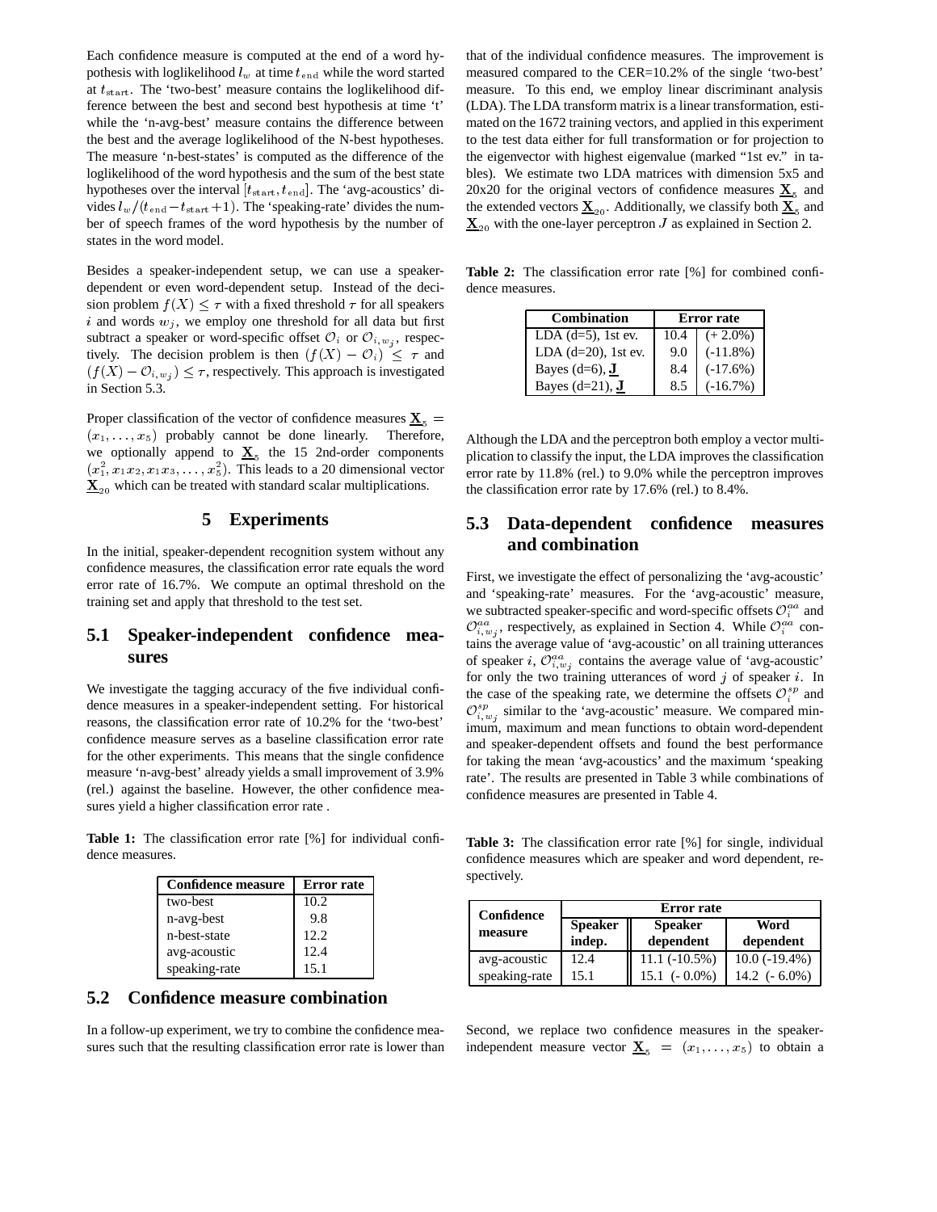Each confidence measure is computed at the end of a word hypothesis with loglikelihood $l_w$ at time $t_{\mathrm{end}}$ while the word started at $t_{\mathrm{start}}$. The 'two-best' measure contains the loglikelihood difference between the best and second best hypothesis at time 't' while the 'n-avg-best' measure contains the difference between the best and the average loglikelihood of the N-best hypotheses. The measure 'n-best-states' is computed as the difference of the loglikelihood of the word hypothesis and the sum of the best state hypotheses over the interval $[t_{\mathrm{start}}, t_{\mathrm{end}}]$. The 'avg-acoustics' divides $l_w/(t_{\mathrm{end}} - t_{\mathrm{start}} + 1)$. The 'speaking-rate' divides the number of speech frames of the word hypothesis by the number of states in the word model.

Besides a speaker-independent setup, we can use a speaker-dependent or even word-dependent setup. Instead of the decision problem $f(X) \leq \tau$ with a fixed threshold $\tau$ for all speakers $i$ and words $w_j$, we employ one threshold for all data but first subtract a speaker or word-specific offset $\mathcal{O}_i$ or $\mathcal{O}_{i,w_j}$, respectively. The decision problem is then $(f(X) - \mathcal{O}_i) \leq \tau$ and $(f(X) - \mathcal{O}_{i,w_j}) \leq \tau$, respectively. This approach is investigated in Section 5.3.

Proper classification of the vector of confidence measures $\underline{\mathbf{X}}_5 = (x_1, \ldots, x_5)$ probably cannot be done linearly. Therefore, we optionally append to $\underline{\mathbf{X}}_5$ the 15 2nd-order components $(x_1^2, x_1x_2, x_1x_3, \ldots, x_5^2)$. This leads to a 20 dimensional vector $\underline{\mathbf{X}}_{20}$ which can be treated with standard scalar multiplications.

## 5 Experiments

In the initial, speaker-dependent recognition system without any confidence measures, the classification error rate equals the word error rate of 16.7%. We compute an optimal threshold on the training set and apply that threshold to the test set.

### 5.1 Speaker-independent confidence measures

We investigate the tagging accuracy of the five individual confidence measures in a speaker-independent setting. For historical reasons, the classification error rate of 10.2% for the 'two-best' confidence measure serves as a baseline classification error rate for the other experiments. This means that the single confidence measure 'n-avg-best' already yields a small improvement of 3.9% (rel.) against the baseline. However, the other confidence measures yield a higher classification error rate .

**Table 1:** The classification error rate [%] for individual confidence measures.

| Confidence measure | Error rate |
|---|---|
| two-best | 10.2 |
| n-avg-best | 9.8 |
| n-best-state | 12.2 |
| avg-acoustic | 12.4 |
| speaking-rate | 15.1 |

### 5.2 Confidence measure combination

In a follow-up experiment, we try to combine the confidence measures such that the resulting classification error rate is lower than that of the individual confidence measures. The improvement is measured compared to the CER=10.2% of the single 'two-best' measure. To this end, we employ linear discriminant analysis (LDA). The LDA transform matrix is a linear transformation, estimated on the 1672 training vectors, and applied in this experiment to the test data either for full transformation or for projection to the eigenvector with highest eigenvalue (marked "1st ev." in tables). We estimate two LDA matrices with dimension 5x5 and 20x20 for the original vectors of confidence measures $\underline{\mathbf{X}}_5$ and the extended vectors $\underline{\mathbf{X}}_{20}$. Additionally, we classify both $\underline{\mathbf{X}}_5$ and $\underline{\mathbf{X}}_{20}$ with the one-layer perceptron $J$ as explained in Section 2.

**Table 2:** The classification error rate [%] for combined confidence measures.

| Combination | Error rate | |
|---|---|---|
| LDA (d=5), 1st ev. | 10.4 | (+ 2.0%) |
| LDA (d=20), 1st ev. | 9.0 | (-11.8%) |
| Bayes (d=6), $\underline{\mathbf{J}}$ | 8.4 | (-17.6%) |
| Bayes (d=21), $\underline{\mathbf{J}}$ | 8.5 | (-16.7%) |

Although the LDA and the perceptron both employ a vector multiplication to classify the input, the LDA improves the classification error rate by 11.8% (rel.) to 9.0% while the perceptron improves the classification error rate by 17.6% (rel.) to 8.4%.

### 5.3 Data-dependent confidence measures and combination

First, we investigate the effect of personalizing the 'avg-acoustic' and 'speaking-rate' measures. For the 'avg-acoustic' measure, we subtracted speaker-specific and word-specific offsets $\mathcal{O}_i^{aa}$ and $\mathcal{O}_{i,w_j}^{aa}$, respectively, as explained in Section 4. While $\mathcal{O}_i^{aa}$ contains the average value of 'avg-acoustic' on all training utterances of speaker $i$, $\mathcal{O}_{i,w_j}^{aa}$ contains the average value of 'avg-acoustic' for only the two training utterances of word $j$ of speaker $i$. In the case of the speaking rate, we determine the offsets $\mathcal{O}_i^{sp}$ and $\mathcal{O}_{i,w_j}^{sp}$ similar to the 'avg-acoustic' measure. We compared minimum, maximum and mean functions to obtain word-dependent and speaker-dependent offsets and found the best performance for taking the mean 'avg-acoustics' and the maximum 'speaking rate'. The results are presented in Table 3 while combinations of confidence measures are presented in Table 4.

**Table 3:** The classification error rate [%] for single, individual confidence measures which are speaker and word dependent, respectively.

| Confidence measure | Error rate | | |
|---|---|---|---|
| | Speaker indep. | Speaker dependent | Word dependent |
| avg-acoustic | 12.4 | 11.1 (-10.5%) | 10.0 (-19.4%) |
| speaking-rate | 15.1 | 15.1 (- 0.0%) | 14.2 (- 6.0%) |

Second, we replace two confidence measures in the speaker-independent measure vector $\underline{\mathbf{X}}_5 = (x_1, \ldots, x_5)$ to obtain a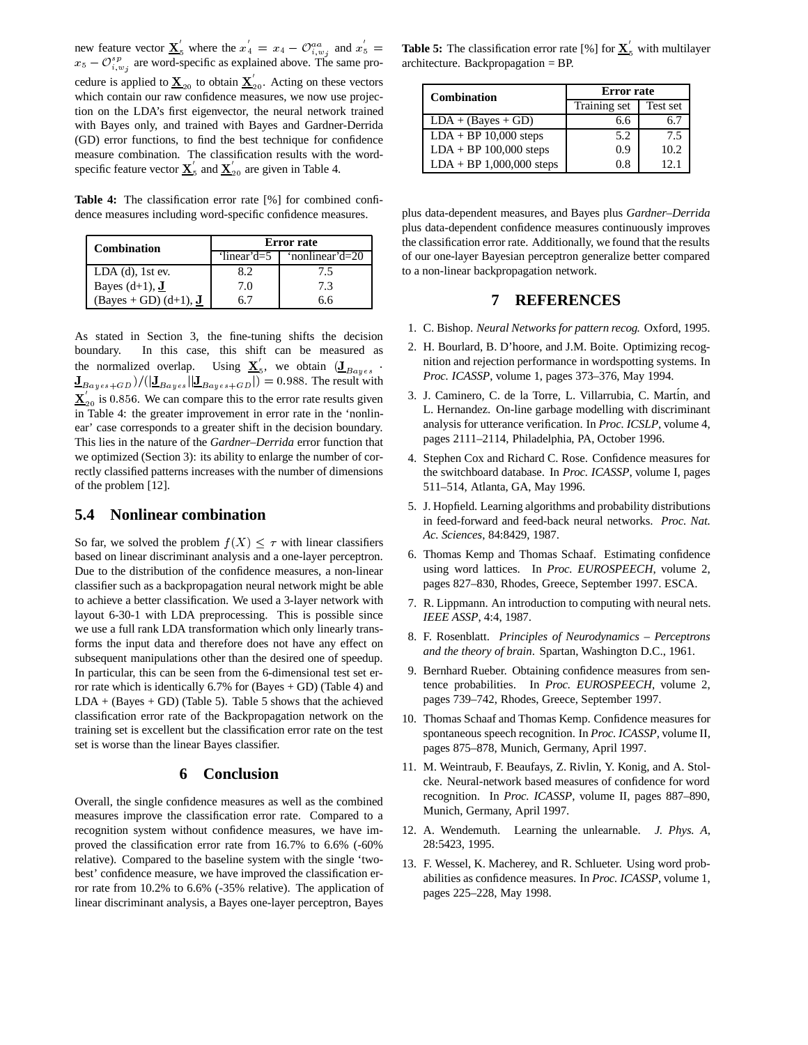new feature vector $\underline{\mathbf{X}}_5^{'}$ where the $x_4^{'} = x_4 - \mathcal{O}_{i,w_j}^{aa}$ and $x_5^{'} = x_5 - \mathcal{O}_{i,w_j}^{sp}$ are word-specific as explained above. The same procedure is applied to $\underline{\mathbf{X}}_{20}$ to obtain $\underline{\mathbf{X}}_{20}^{'}$. Acting on these vectors which contain our raw confidence measures, we now use projection on the LDA's first eigenvector, the neural network trained with Bayes only, and trained with Bayes and Gardner-Derrida (GD) error functions, to find the best technique for confidence measure combination. The classification results with the word-specific feature vector $\underline{\mathbf{X}}_5^{'}$ and $\underline{\mathbf{X}}_{20}^{'}$ are given in Table 4.

**Table 4:** The classification error rate [%] for combined confidence measures including word-specific confidence measures.

| Combination | Error rate | |
|---|---|---|
| | 'linear'd=5 | 'nonlinear'd=20 |
| LDA (d), 1st ev. | 8.2 | 7.5 |
| Bayes (d+1), $\underline{\mathbf{J}}$ | 7.0 | 7.3 |
| (Bayes + GD) (d+1), $\underline{\mathbf{J}}$ | 6.7 | 6.6 |

As stated in Section 3, the fine-tuning shifts the decision boundary. In this case, this shift can be measured as the normalized overlap. Using $\underline{\mathbf{X}}_5^{'}$, we obtain $(\underline{\mathbf{J}}_{Bayes} \cdot \underline{\mathbf{J}}_{Bayes+GD})/(|\underline{\mathbf{J}}_{Bayes}||\underline{\mathbf{J}}_{Bayes+GD}|) = 0.988$. The result with $\underline{\mathbf{X}}_{20}^{'}$ is $0.856$. We can compare this to the error rate results given in Table 4: the greater improvement in error rate in the 'nonlinear' case corresponds to a greater shift in the decision boundary. This lies in the nature of the *Gardner–Derrida* error function that we optimized (Section 3): its ability to enlarge the number of correctly classified patterns increases with the number of dimensions of the problem [12].

## 5.4 Nonlinear combination

So far, we solved the problem $f(X) \leq \tau$ with linear classifiers based on linear discriminant analysis and a one-layer perceptron. Due to the distribution of the confidence measures, a non-linear classifier such as a backpropagation neural network might be able to achieve a better classification. We used a 3-layer network with layout 6-30-1 with LDA preprocessing. This is possible since we use a full rank LDA transformation which only linearly transforms the input data and therefore does not have any effect on subsequent manipulations other than the desired one of speedup. In particular, this can be seen from the 6-dimensional test set error rate which is identically 6.7% for (Bayes + GD) (Table 4) and LDA + (Bayes + GD) (Table 5). Table 5 shows that the achieved classification error rate of the Backpropagation network on the training set is excellent but the classification error rate on the test set is worse than the linear Bayes classifier.

**Table 5:** The classification error rate [%] for $\underline{\mathbf{X}}_5^{'}$ with multilayer architecture. Backpropagation = BP.

| Combination | Error rate | |
|---|---|---|
| | Training set | Test set |
| LDA + (Bayes + GD) | 6.6 | 6.7 |
| LDA + BP 10,000 steps | 5.2 | 7.5 |
| LDA + BP 100,000 steps | 0.9 | 10.2 |
| LDA + BP 1,000,000 steps | 0.8 | 12.1 |

# 6 Conclusion

Overall, the single confidence measures as well as the combined measures improve the classification error rate. Compared to a recognition system without confidence measures, we have improved the classification error rate from 16.7% to 6.6% (-60% relative). Compared to the baseline system with the single 'two-best' confidence measure, we have improved the classification error rate from 10.2% to 6.6% (-35% relative). The application of linear discriminant analysis, a Bayes one-layer perceptron, Bayes plus data-dependent measures, and Bayes plus *Gardner–Derrida* plus data-dependent confidence measures continuously improves the classification error rate. Additionally, we found that the results of our one-layer Bayesian perceptron generalize better compared to a non-linear backpropagation network.

# 7 REFERENCES

1. C. Bishop. *Neural Networks for pattern recog.* Oxford, 1995.
2. H. Bourlard, B. D'hoore, and J.M. Boite. Optimizing recognition and rejection performance in wordspotting systems. In *Proc. ICASSP*, volume 1, pages 373–376, May 1994.
3. J. Caminero, C. de la Torre, L. Villarrubia, C. Martín, and L. Hernandez. On-line garbage modelling with discriminant analysis for utterance verification. In *Proc. ICSLP*, volume 4, pages 2111–2114, Philadelphia, PA, October 1996.
4. Stephen Cox and Richard C. Rose. Confidence measures for the switchboard database. In *Proc. ICASSP*, volume I, pages 511–514, Atlanta, GA, May 1996.
5. J. Hopfield. Learning algorithms and probability distributions in feed-forward and feed-back neural networks. *Proc. Nat. Ac. Sciences*, 84:8429, 1987.
6. Thomas Kemp and Thomas Schaaf. Estimating confidence using word lattices. In *Proc. EUROSPEECH*, volume 2, pages 827–830, Rhodes, Greece, September 1997. ESCA.
7. R. Lippmann. An introduction to computing with neural nets. *IEEE ASSP*, 4:4, 1987.
8. F. Rosenblatt. *Principles of Neurodynamics – Perceptrons and the theory of brain*. Spartan, Washington D.C., 1961.
9. Bernhard Rueber. Obtaining confidence measures from sentence probabilities. In *Proc. EUROSPEECH*, volume 2, pages 739–742, Rhodes, Greece, September 1997.
10. Thomas Schaaf and Thomas Kemp. Confidence measures for spontaneous speech recognition. In *Proc. ICASSP*, volume II, pages 875–878, Munich, Germany, April 1997.
11. M. Weintraub, F. Beaufays, Z. Rivlin, Y. Konig, and A. Stolcke. Neural-network based measures of confidence for word recognition. In *Proc. ICASSP*, volume II, pages 887–890, Munich, Germany, April 1997.
12. A. Wendemuth. Learning the unlearnable. *J. Phys. A*, 28:5423, 1995.
13. F. Wessel, K. Macherey, and R. Schlueter. Using word probabilities as confidence measures. In *Proc. ICASSP*, volume 1, pages 225–228, May 1998.